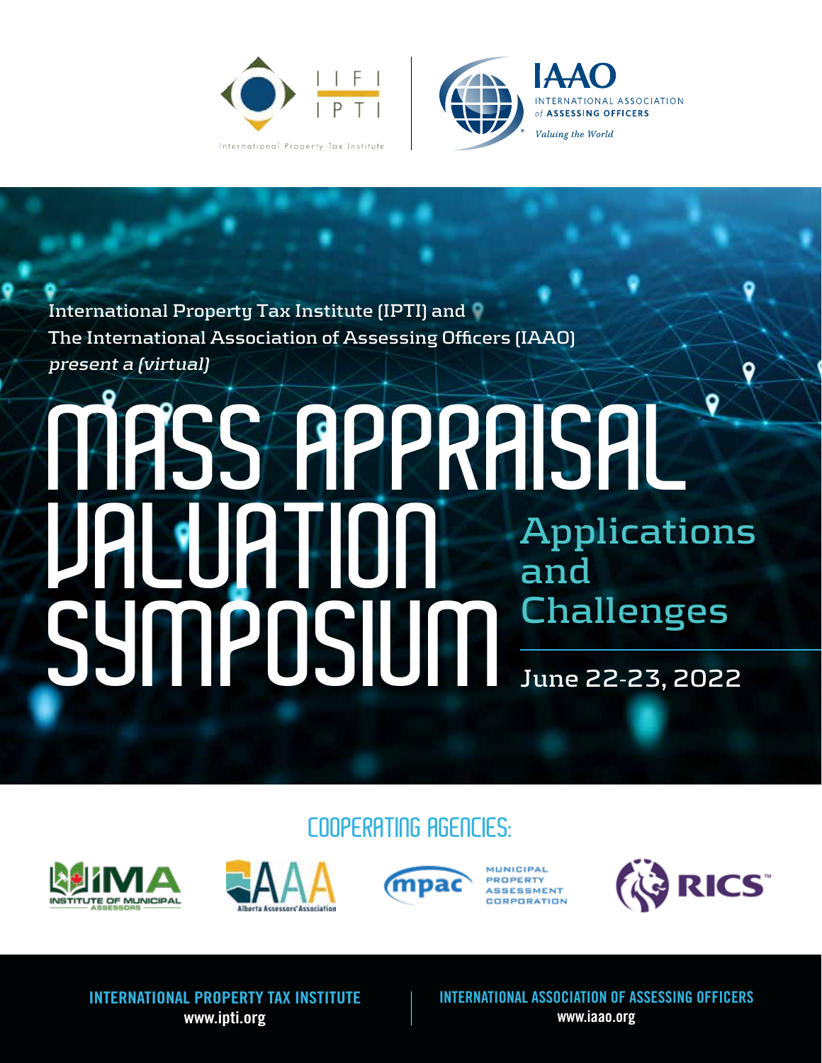International Property Tax Institute

IAAO
INTERNATIONAL ASSOCIATION of ASSESSING OFFICERS
*Valuing the World*

International Property Tax Institute (IPTI) and
The International Association of Assessing Officers (IAAO)
*present a (virtual)*

# MASS APPRAISAL VALUATION SYMPOSIUM

## Applications and Challenges

June 22-23, 2022

## COOPERATING AGENCIES:

IMA INSTITUTE OF MUNICIPAL ASSESSORS

AAA Alberta Assessors' Association

mpac MUNICIPAL PROPERTY ASSESSMENT CORPORATION

RICS

**INTERNATIONAL PROPERTY TAX INSTITUTE**
**www.ipti.org**

**INTERNATIONAL ASSOCIATION OF ASSESSING OFFICERS**
**www.iaao.org**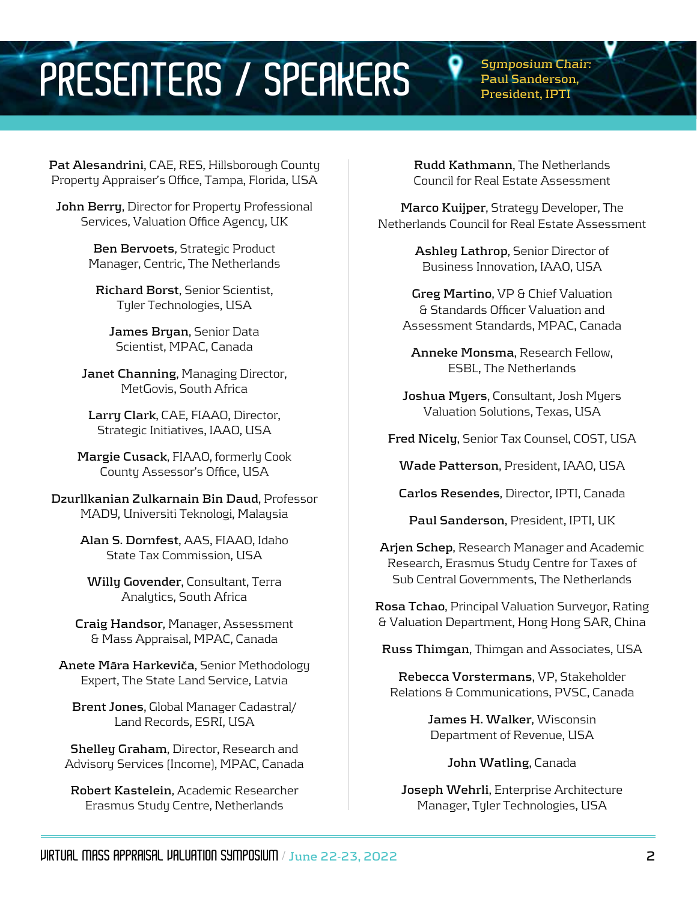# PRESENTERS / SPEAKERS

*Symposium Chair: Paul Sanderson, President, IPTI*

**Pat Alesandrini**, CAE, RES, Hillsborough County Property Appraiser's Office, Tampa, Florida, USA

**John Berry**, Director for Property Professional Services, Valuation Office Agency, UK

**Ben Bervoets**, Strategic Product Manager, Centric, The Netherlands

**Richard Borst**, Senior Scientist, Tyler Technologies, USA

**James Bryan**, Senior Data Scientist, MPAC, Canada

**Janet Channing**, Managing Director, MetGovis, South Africa

**Larry Clark**, CAE, FIAAO, Director, Strategic Initiatives, IAAO, USA

**Margie Cusack**, FIAAO, formerly Cook County Assessor's Office, USA

**Dzurllkanian Zulkarnain Bin Daud**, Professor MADY, Universiti Teknologi, Malaysia

**Alan S. Dornfest**, AAS, FIAAO, Idaho State Tax Commission, USA

**Willy Govender**, Consultant, Terra Analytics, South Africa

**Craig Handsor**, Manager, Assessment & Mass Appraisal, MPAC, Canada

**Anete Māra Harkeviča**, Senior Methodology Expert, The State Land Service, Latvia

**Brent Jones**, Global Manager Cadastral/ Land Records, ESRI, USA

**Shelley Graham**, Director, Research and Advisory Services (Income), MPAC, Canada

**Robert Kastelein**, Academic Researcher Erasmus Study Centre, Netherlands

**Rudd Kathmann**, The Netherlands Council for Real Estate Assessment

**Marco Kuijper**, Strategy Developer, The Netherlands Council for Real Estate Assessment

**Ashley Lathrop**, Senior Director of Business Innovation, IAAO, USA

**Greg Martino**, VP & Chief Valuation & Standards Officer Valuation and Assessment Standards, MPAC, Canada

**Anneke Monsma**, Research Fellow, ESBL, The Netherlands

**Joshua Myers**, Consultant, Josh Myers Valuation Solutions, Texas, USA

**Fred Nicely**, Senior Tax Counsel, COST, USA

**Wade Patterson**, President, IAAO, USA

**Carlos Resendes**, Director, IPTI, Canada

**Paul Sanderson**, President, IPTI, UK

**Arjen Schep**, Research Manager and Academic Research, Erasmus Study Centre for Taxes of Sub Central Governments, The Netherlands

**Rosa Tchao**, Principal Valuation Surveyor, Rating & Valuation Department, Hong Hong SAR, China

**Russ Thimgan**, Thimgan and Associates, USA

**Rebecca Vorstermans**, VP, Stakeholder Relations & Communications, PVSC, Canada

**James H. Walker**, Wisconsin Department of Revenue, USA

**John Watling**, Canada

**Joseph Wehrli**, Enterprise Architecture Manager, Tyler Technologies, USA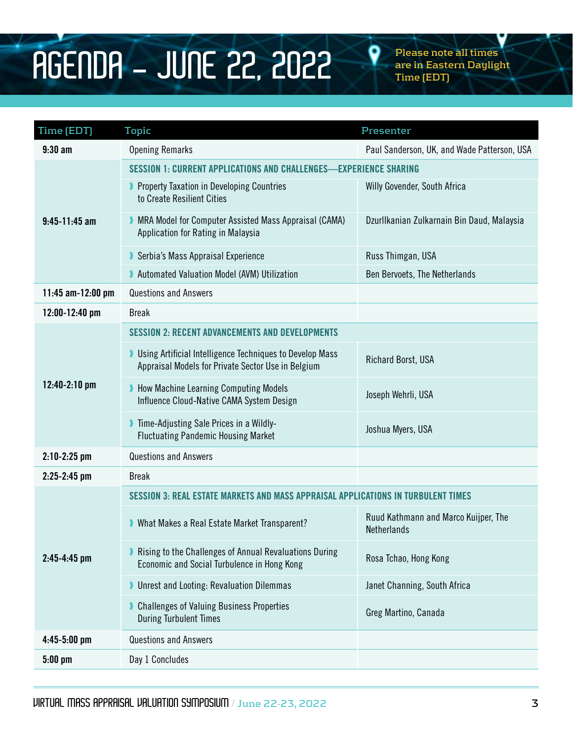# AGENDA – JUNE 22, 2022

Please note all times are in Eastern Daylight Time (EDT)

| Time (EDT) | Topic | Presenter |
|---|---|---|
| **9:30 am** | Opening Remarks | Paul Sanderson, UK, and Wade Patterson, USA |
| **9:45-11:45 am** | **SESSION 1: CURRENT APPLICATIONS AND CHALLENGES—EXPERIENCE SHARING** | |
| | Property Taxation in Developing Countries to Create Resilient Cities | Willy Govender, South Africa |
| | MRA Model for Computer Assisted Mass Appraisal (CAMA) Application for Rating in Malaysia | Dzurllkanian Zulkarnain Bin Daud, Malaysia |
| | Serbia's Mass Appraisal Experience | Russ Thimgan, USA |
| | Automated Valuation Model (AVM) Utilization | Ben Bervoets, The Netherlands |
| **11:45 am-12:00 pm** | Questions and Answers | |
| **12:00-12:40 pm** | Break | |
| **12:40-2:10 pm** | **SESSION 2: RECENT ADVANCEMENTS AND DEVELOPMENTS** | |
| | Using Artificial Intelligence Techniques to Develop Mass Appraisal Models for Private Sector Use in Belgium | Richard Borst, USA |
| | How Machine Learning Computing Models Influence Cloud-Native CAMA System Design | Joseph Wehrli, USA |
| | Time-Adjusting Sale Prices in a Wildly-Fluctuating Pandemic Housing Market | Joshua Myers, USA |
| **2:10-2:25 pm** | Questions and Answers | |
| **2:25-2:45 pm** | Break | |
| **2:45-4:45 pm** | **SESSION 3: REAL ESTATE MARKETS AND MASS APPRAISAL APPLICATIONS IN TURBULENT TIMES** | |
| | What Makes a Real Estate Market Transparent? | Ruud Kathmann and Marco Kuijper, The Netherlands |
| | Rising to the Challenges of Annual Revaluations During Economic and Social Turbulence in Hong Kong | Rosa Tchao, Hong Kong |
| | Unrest and Looting: Revaluation Dilemmas | Janet Channing, South Africa |
| | Challenges of Valuing Business Properties During Turbulent Times | Greg Martino, Canada |
| **4:45-5:00 pm** | Questions and Answers | |
| **5:00 pm** | Day 1 Concludes | |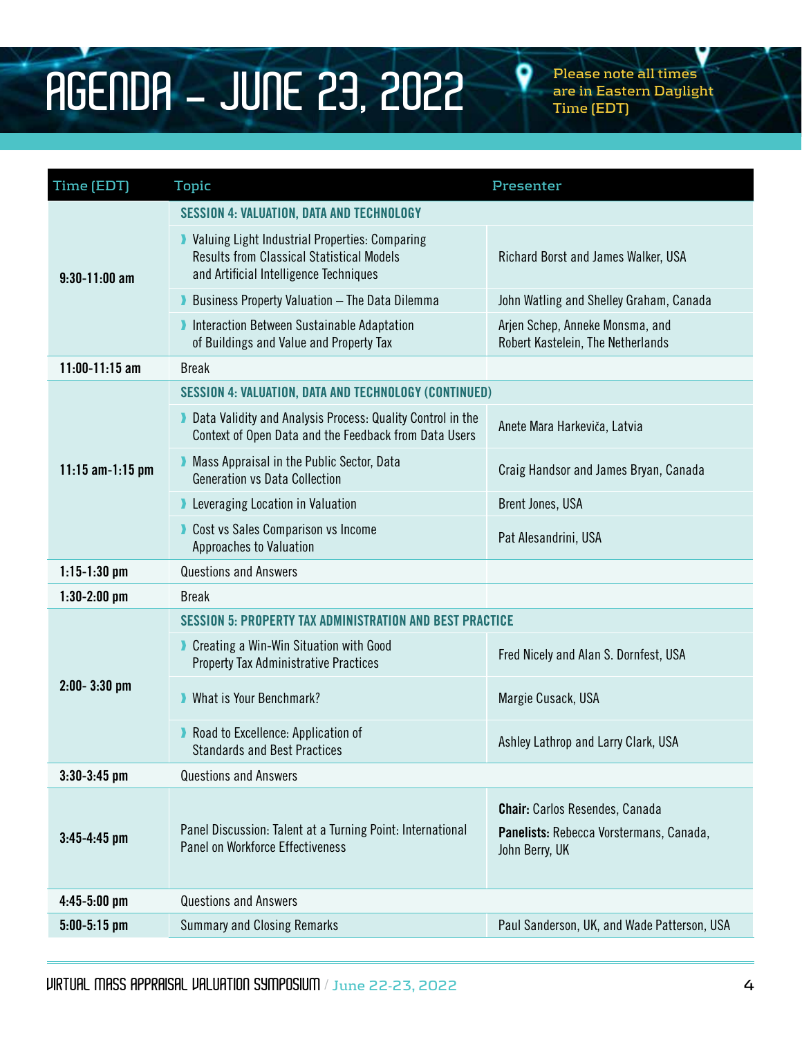# AGENDA – JUNE 23, 2022

Please note all times are in Eastern Daylight Time (EDT)

| Time (EDT) | Topic | Presenter |
|---|---|---|
| 9:30-11:00 am | **SESSION 4: VALUATION, DATA AND TECHNOLOGY** | |
| | Valuing Light Industrial Properties: Comparing Results from Classical Statistical Models and Artificial Intelligence Techniques | Richard Borst and James Walker, USA |
| | Business Property Valuation – The Data Dilemma | John Watling and Shelley Graham, Canada |
| | Interaction Between Sustainable Adaptation of Buildings and Value and Property Tax | Arjen Schep, Anneke Monsma, and Robert Kastelein, The Netherlands |
| 11:00-11:15 am | Break | |
| 11:15 am-1:15 pm | **SESSION 4: VALUATION, DATA AND TECHNOLOGY (CONTINUED)** | |
| | Data Validity and Analysis Process: Quality Control in the Context of Open Data and the Feedback from Data Users | Anete Māra Harkeviča, Latvia |
| | Mass Appraisal in the Public Sector, Data Generation vs Data Collection | Craig Handsor and James Bryan, Canada |
| | Leveraging Location in Valuation | Brent Jones, USA |
| | Cost vs Sales Comparison vs Income Approaches to Valuation | Pat Alesandrini, USA |
| 1:15-1:30 pm | Questions and Answers | |
| 1:30-2:00 pm | Break | |
| 2:00- 3:30 pm | **SESSION 5: PROPERTY TAX ADMINISTRATION AND BEST PRACTICE** | |
| | Creating a Win-Win Situation with Good Property Tax Administrative Practices | Fred Nicely and Alan S. Dornfest, USA |
| | What is Your Benchmark? | Margie Cusack, USA |
| | Road to Excellence: Application of Standards and Best Practices | Ashley Lathrop and Larry Clark, USA |
| 3:30-3:45 pm | Questions and Answers | |
| 3:45-4:45 pm | Panel Discussion: Talent at a Turning Point: International Panel on Workforce Effectiveness | **Chair:** Carlos Resendes, Canada<br>**Panelists:** Rebecca Vorstermans, Canada, John Berry, UK |
| 4:45-5:00 pm | Questions and Answers | |
| 5:00-5:15 pm | Summary and Closing Remarks | Paul Sanderson, UK, and Wade Patterson, USA |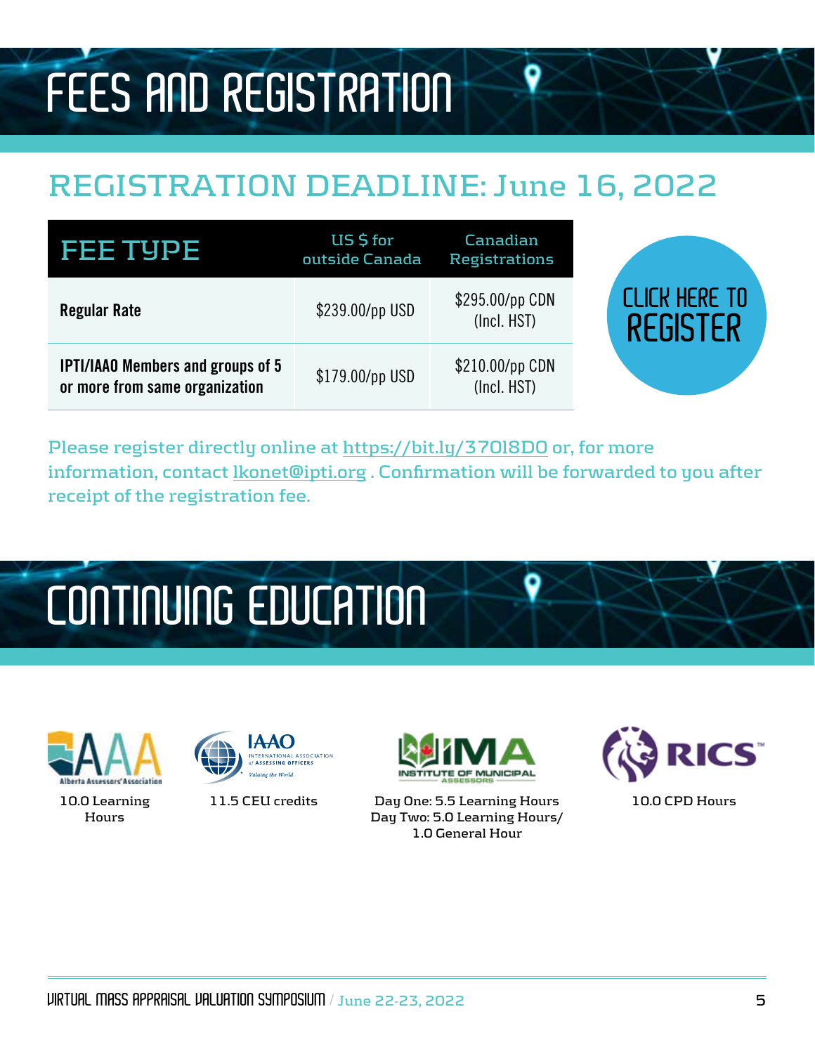# FEES AND REGISTRATION

## REGISTRATION DEADLINE: June 16, 2022

| FEE TYPE | US $ for outside Canada | Canadian Registrations |
| --- | --- | --- |
| **Regular Rate** | $239.00/pp USD | $295.00/pp CDN (Incl. HST) |
| **IPTI/IAAO Members and groups of 5 or more from same organization** | $179.00/pp USD | $210.00/pp CDN (Incl. HST) |

CLICK HERE TO REGISTER

Please register directly online at https://bit.ly/37O18DO or, for more information, contact lkonet@ipti.org . Confirmation will be forwarded to you after receipt of the registration fee.

# CONTINUING EDUCATION

AAA — Alberta Assessors' Association
10.0 Learning Hours

IAAO — International Association of Assessing Officers
11.5 CEU credits

IMA — Institute of Municipal Assessors
Day One: 5.5 Learning Hours
Day Two: 5.0 Learning Hours/ 1.0 General Hour

RICS
10.0 CPD Hours